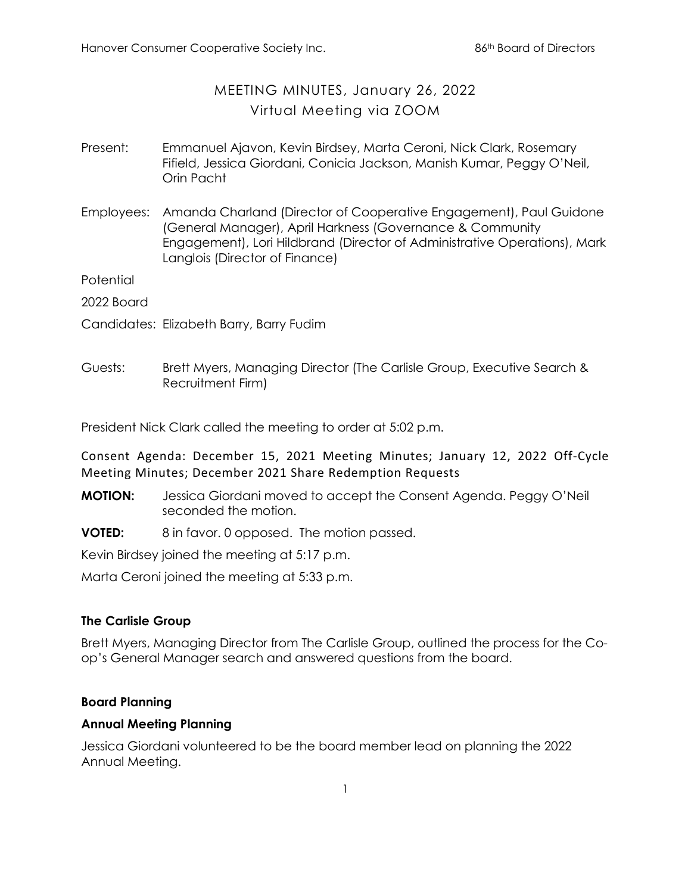Hanover Consumer Cooperative Society Inc. 86th Board of Directors

# MEETING MINUTES, January 26, 2022
## Virtual Meeting via ZOOM

Present: Emmanuel Ajavon, Kevin Birdsey, Marta Ceroni, Nick Clark, Rosemary Fifield, Jessica Giordani, Conicia Jackson, Manish Kumar, Peggy O'Neil, Orin Pacht

Employees: Amanda Charland (Director of Cooperative Engagement), Paul Guidone (General Manager), April Harkness (Governance & Community Engagement), Lori Hildbrand (Director of Administrative Operations), Mark Langlois (Director of Finance)

Potential 2022 Board Candidates: Elizabeth Barry, Barry Fudim

Guests: Brett Myers, Managing Director (The Carlisle Group, Executive Search & Recruitment Firm)

President Nick Clark called the meeting to order at 5:02 p.m.

Consent Agenda: December 15, 2021 Meeting Minutes; January 12, 2022 Off-Cycle Meeting Minutes; December 2021 Share Redemption Requests

**MOTION:** Jessica Giordani moved to accept the Consent Agenda. Peggy O'Neil seconded the motion.

**VOTED:** 8 in favor. 0 opposed. The motion passed.

Kevin Birdsey joined the meeting at 5:17 p.m.

Marta Ceroni joined the meeting at 5:33 p.m.

### The Carlisle Group

Brett Myers, Managing Director from The Carlisle Group, outlined the process for the Co-op's General Manager search and answered questions from the board.

### Board Planning

### Annual Meeting Planning

Jessica Giordani volunteered to be the board member lead on planning the 2022 Annual Meeting.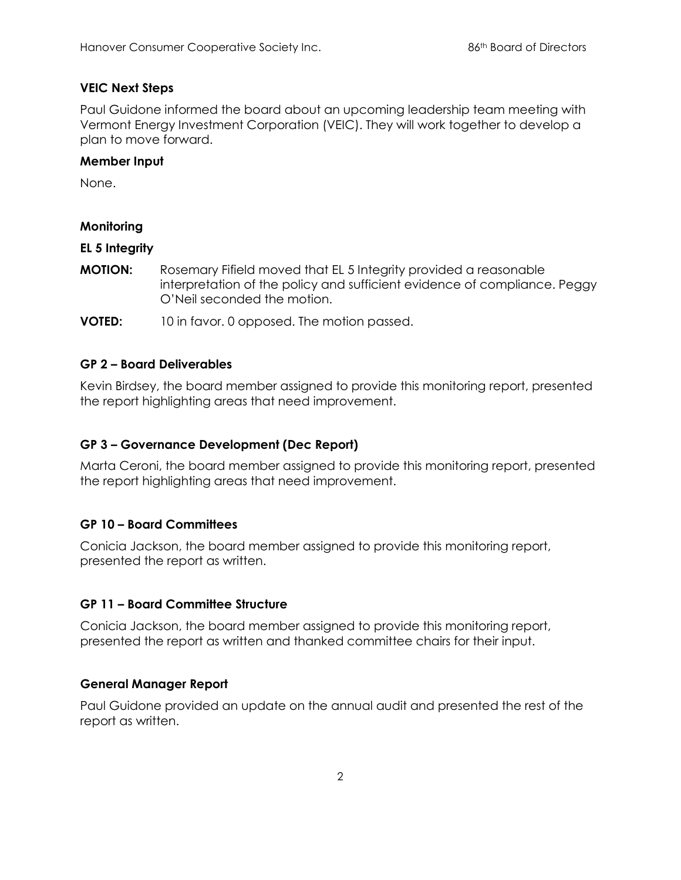**VEIC Next Steps**

Paul Guidone informed the board about an upcoming leadership team meeting with Vermont Energy Investment Corporation (VEIC). They will work together to develop a plan to move forward.

**Member Input**

None.

**Monitoring**

**EL 5 Integrity**

**MOTION:** Rosemary Fifield moved that EL 5 Integrity provided a reasonable interpretation of the policy and sufficient evidence of compliance. Peggy O'Neil seconded the motion.

**VOTED:** 10 in favor. 0 opposed. The motion passed.

**GP 2 – Board Deliverables**

Kevin Birdsey, the board member assigned to provide this monitoring report, presented the report highlighting areas that need improvement.

**GP 3 – Governance Development (Dec Report)**

Marta Ceroni, the board member assigned to provide this monitoring report, presented the report highlighting areas that need improvement.

**GP 10 – Board Committees**

Conicia Jackson, the board member assigned to provide this monitoring report, presented the report as written.

**GP 11 – Board Committee Structure**

Conicia Jackson, the board member assigned to provide this monitoring report, presented the report as written and thanked committee chairs for their input.

**General Manager Report**

Paul Guidone provided an update on the annual audit and presented the rest of the report as written.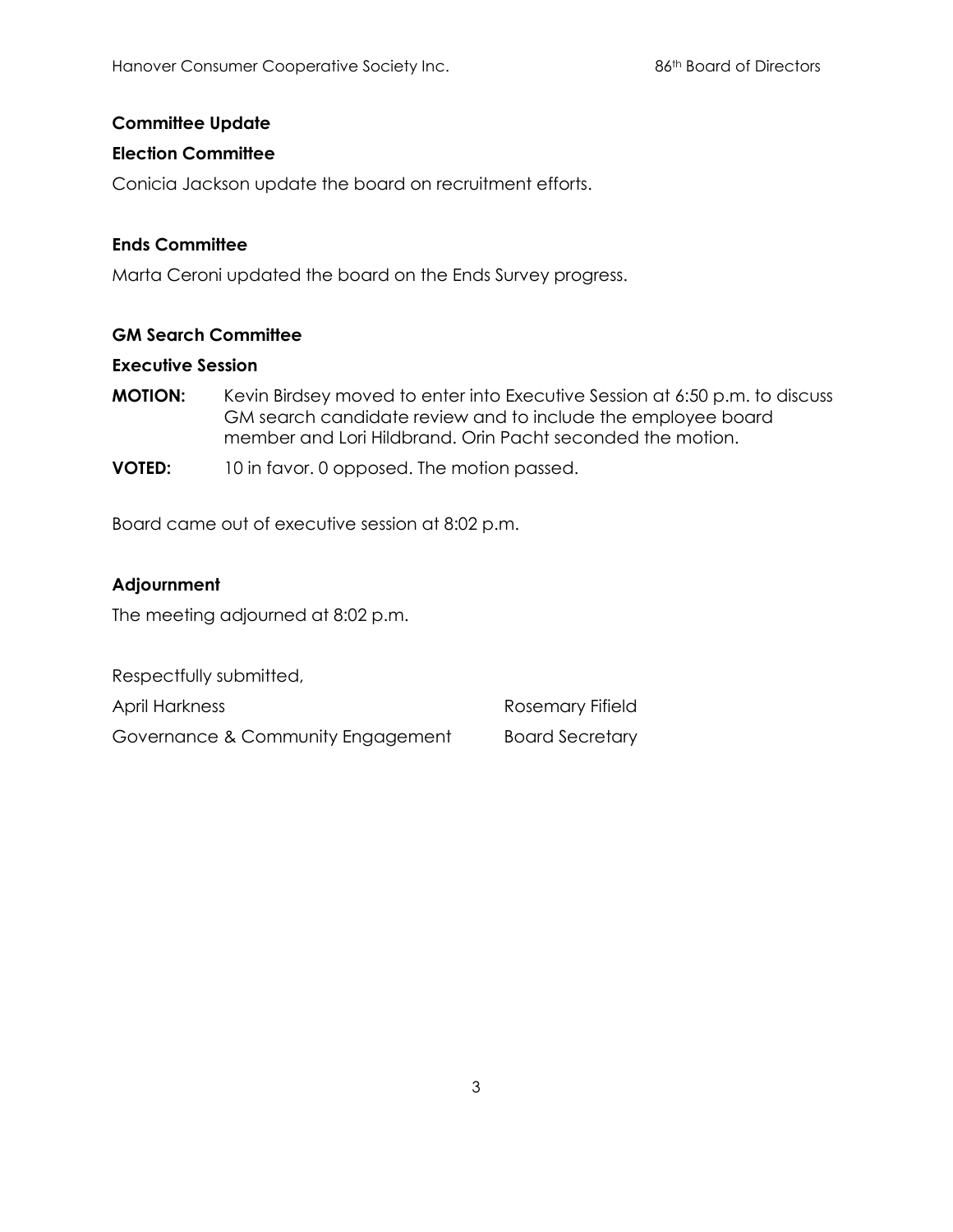**Committee Update**

**Election Committee**

Conicia Jackson update the board on recruitment efforts.

**Ends Committee**

Marta Ceroni updated the board on the Ends Survey progress.

**GM Search Committee**

**Executive Session**

**MOTION:** Kevin Birdsey moved to enter into Executive Session at 6:50 p.m. to discuss GM search candidate review and to include the employee board member and Lori Hildbrand. Orin Pacht seconded the motion.

**VOTED:** 10 in favor. 0 opposed. The motion passed.

Board came out of executive session at 8:02 p.m.

**Adjournment**

The meeting adjourned at 8:02 p.m.

Respectfully submitted,

| | |
|---|---|
| April Harkness | Rosemary Fifield |
| Governance & Community Engagement | Board Secretary |